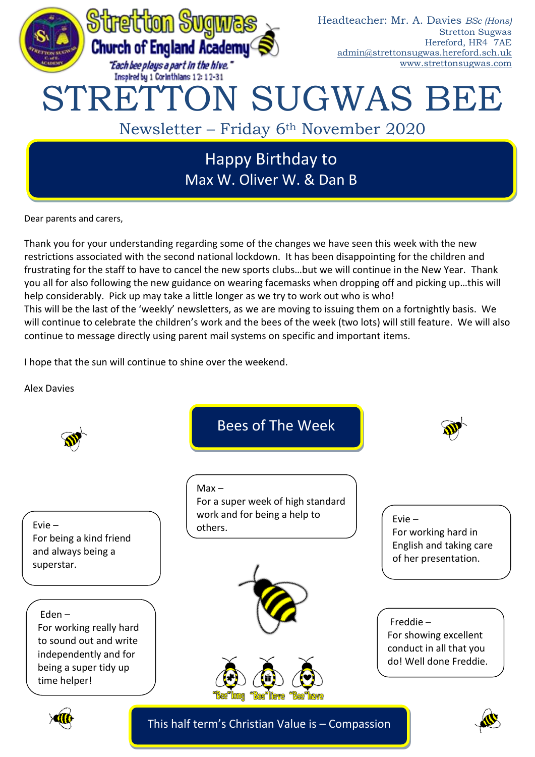# Stretton Sugwas Church of England Academy

*"Each bee plays a part in the hive."*
Inspired by 1 Corinthians 12: 12-31

Headteacher: Mr. A. Davies *BSc (Hons)*
Stretton Sugwas
Hereford, HR4 7AE
admin@strettonsugwas.hereford.sch.uk
www.strettonsugwas.com

# STRETTON SUGWAS BEE

## Newsletter – Friday 6th November 2020

**Happy Birthday to**
**Max W. Oliver W. & Dan B**

Dear parents and carers,

Thank you for your understanding regarding some of the changes we have seen this week with the new restrictions associated with the second national lockdown. It has been disappointing for the children and frustrating for the staff to have to cancel the new sports clubs…but we will continue in the New Year. Thank you all for also following the new guidance on wearing facemasks when dropping off and picking up…this will help considerably. Pick up may take a little longer as we try to work out who is who!
This will be the last of the 'weekly' newsletters, as we are moving to issuing them on a fortnightly basis. We will continue to celebrate the children's work and the bees of the week (two lots) will still feature. We will also continue to message directly using parent mail systems on specific and important items.

I hope that the sun will continue to shine over the weekend.

Alex Davies

## Bees of The Week

Max –
For a super week of high standard work and for being a help to others.

Evie –
For being a kind friend and always being a superstar.

Evie –
For working hard in English and taking care of her presentation.

Eden –
For working really hard to sound out and write independently and for being a super tidy up time helper!

Freddie –
For showing excellent conduct in all that you do! Well done Freddie.

"Bee"long "Bee"lieve "Bee"have

**This half term's Christian Value is – Compassion**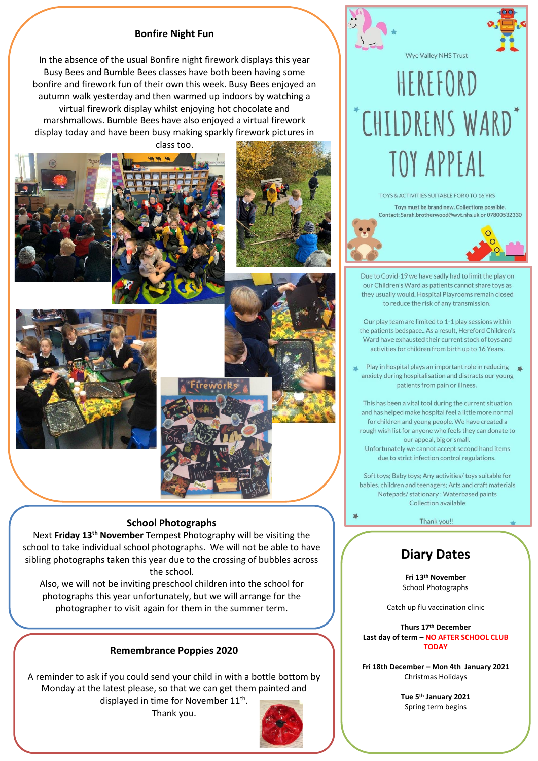## Bonfire Night Fun

In the absence of the usual Bonfire night firework displays this year Busy Bees and Bumble Bees classes have both been having some bonfire and firework fun of their own this week. Busy Bees enjoyed an autumn walk yesterday and then warmed up indoors by watching a virtual firework display whilst enjoying hot chocolate and marshmallows. Bumble Bees have also enjoyed a virtual firework display today and have been busy making sparkly firework pictures in class too.

## School Photographs

Next **Friday 13th November** Tempest Photography will be visiting the school to take individual school photographs. We will not be able to have sibling photographs taken this year due to the crossing of bubbles across the school.

Also, we will not be inviting preschool children into the school for photographs this year unfortunately, but we will arrange for the photographer to visit again for them in the summer term.

## Remembrance Poppies 2020

A reminder to ask if you could send your child in with a bottle bottom by Monday at the latest please, so that we can get them painted and displayed in time for November 11th.

Thank you.

Wye Valley NHS Trust

# HEREFORD CHILDRENS WARD TOY APPEAL

TOYS & ACTIVITIES SUITABLE FOR 0 TO 16 YRS

Toys must be brand new. Collections possible.
Contact: Sarah.brotherwood@wvt.nhs.uk or 07800532330

Due to Covid-19 we have sadly had to limit the play on our Children's Ward as patients cannot share toys as they usually would. Hospital Playrooms remain closed to reduce the risk of any transmission.

Our play team are limited to 1-1 play sessions within the patients bedspace.. As a result, Hereford Children's Ward have exhausted their current stock of toys and activities for children from birth up to 16 Years.

Play in hospital plays an important role in reducing anxiety during hospitalisation and distracts our young patients from pain or illness.

This has been a vital tool during the current situation and has helped make hospital feel a little more normal for children and young people. We have created a rough wish list for anyone who feels they can donate to our appeal, big or small.
Unfortunately we cannot accept second hand items due to strict infection control regulations.

Soft toys; Baby toys; Any activities/ toys suitable for babies, children and teenagers; Arts and craft materials
Notepads/ stationary ; Waterbased paints
Collection available

Thank you!!

## Diary Dates

**Fri 13th November**
School Photographs

Catch up flu vaccination clinic

**Thurs 17th December**
**Last day of term – NO AFTER SCHOOL CLUB TODAY**

**Fri 18th December – Mon 4th January 2021**
Christmas Holidays

**Tue 5th January 2021**
Spring term begins